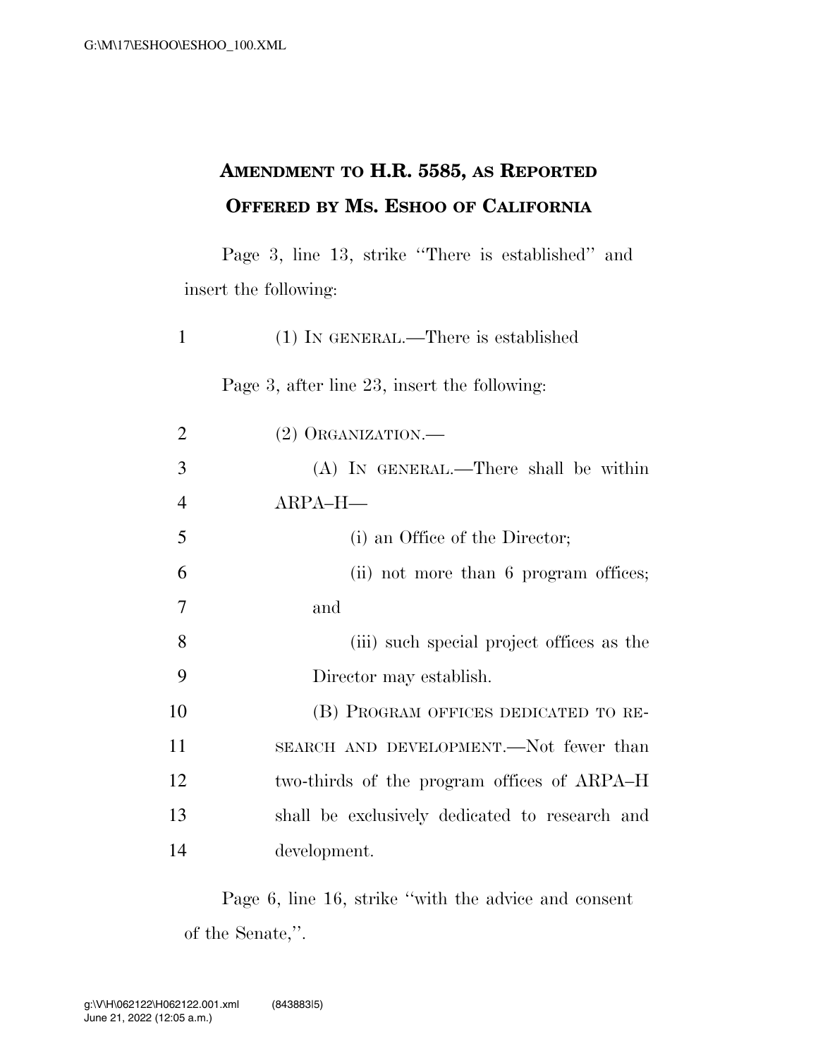# AMENDMENT TO H.R. 5585, AS REPORTED OFFERED BY MS. ESHOO OF CALIFORNIA

Page 3, line 13, strike "There is established" and insert the following:

(1) IN GENERAL.—There is established

Page 3, after line 23, insert the following:

(2) ORGANIZATION.—

(A) IN GENERAL.—There shall be within ARPA–H—

(i) an Office of the Director;

(ii) not more than 6 program offices; and

(iii) such special project offices as the Director may establish.

(B) PROGRAM OFFICES DEDICATED TO RESEARCH AND DEVELOPMENT.—Not fewer than two-thirds of the program offices of ARPA–H shall be exclusively dedicated to research and development.

Page 6, line 16, strike "with the advice and consent of the Senate,".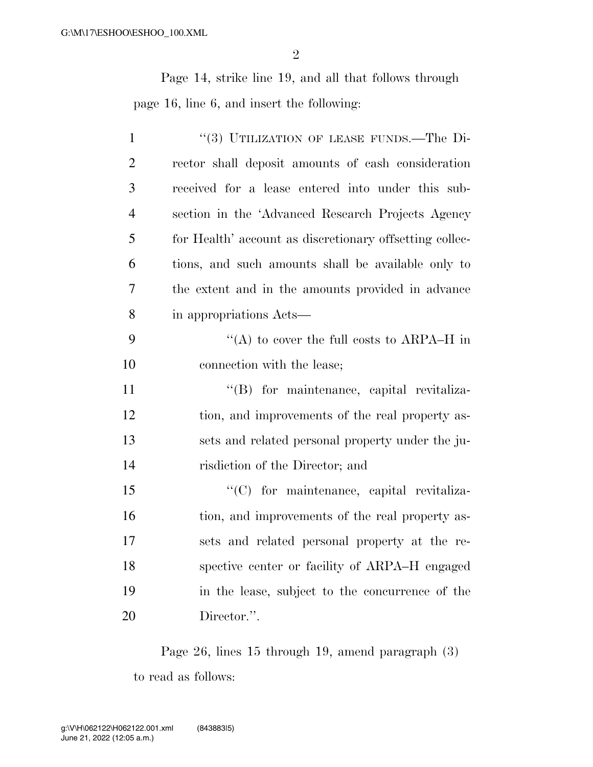Page 14, strike line 19, and all that follows through page 16, line 6, and insert the following:

1 "(3) UTILIZATION OF LEASE FUNDS.—The Di-
2 rector shall deposit amounts of cash consideration
3 received for a lease entered into under this sub-
4 section in the 'Advanced Research Projects Agency
5 for Health' account as discretionary offsetting collec-
6 tions, and such amounts shall be available only to
7 the extent and in the amounts provided in advance
8 in appropriations Acts—

9 "(A) to cover the full costs to ARPA–H in
10 connection with the lease;

11 "(B) for maintenance, capital revitaliza-
12 tion, and improvements of the real property as-
13 sets and related personal property under the ju-
14 risdiction of the Director; and

15 "(C) for maintenance, capital revitaliza-
16 tion, and improvements of the real property as-
17 sets and related personal property at the re-
18 spective center or facility of ARPA–H engaged
19 in the lease, subject to the concurrence of the
20 Director.".

Page 26, lines 15 through 19, amend paragraph (3) to read as follows: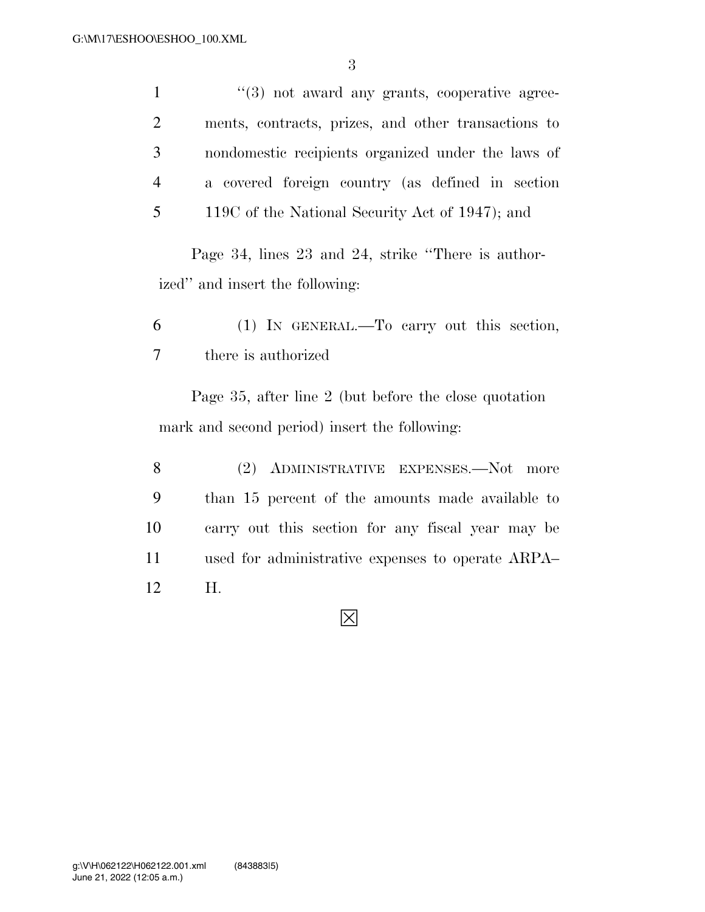"(3) not award any grants, cooperative agreements, contracts, prizes, and other transactions to nondomestic recipients organized under the laws of a covered foreign country (as defined in section 119C of the National Security Act of 1947); and

Page 34, lines 23 and 24, strike "There is authorized" and insert the following:

(1) IN GENERAL.—To carry out this section, there is authorized

Page 35, after line 2 (but before the close quotation mark and second period) insert the following:

(2) ADMINISTRATIVE EXPENSES.—Not more than 15 percent of the amounts made available to carry out this section for any fiscal year may be used for administrative expenses to operate ARPA–H.

☒